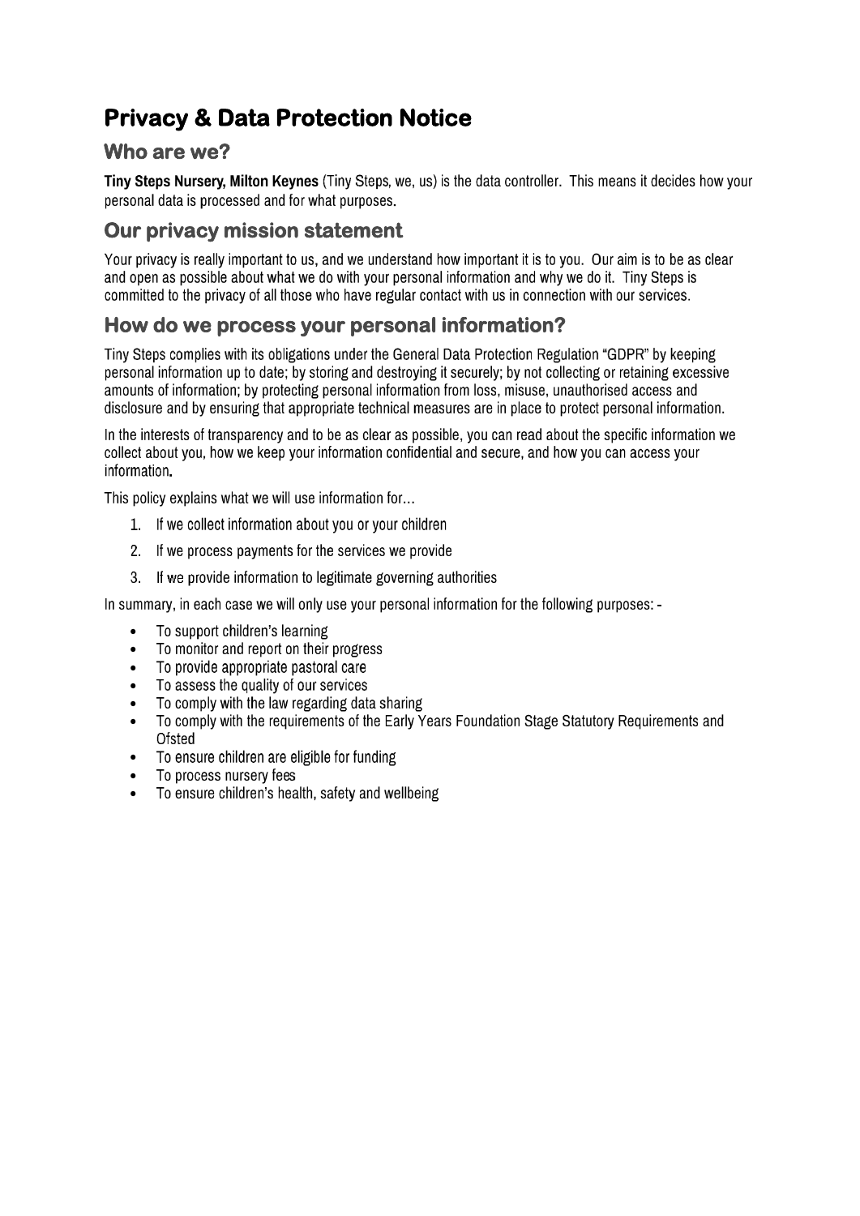# Privacy & Data Protection Notice

## Who are we?

**Tiny Steps Nursery, Milton Keynes** (Tiny Steps, we, us) is the data controller. This means it decides how your personal data is processed and for what purposes.

## Our privacy mission statement

Your privacy is really important to us, and we understand how important it is to you. Our aim is to be as clear and open as possible about what we do with your personal information and why we do it. Tiny Steps is committed to the privacy of all those who have regular contact with us in connection with our services.

## How do we process your personal information?

Tiny Steps complies with its obligations under the General Data Protection Regulation "GDPR" by keeping personal information up to date; by storing and destroying it securely; by not collecting or retaining excessive amounts of information; by protecting personal information from loss, misuse, unauthorised access and disclosure and by ensuring that appropriate technical measures are in place to protect personal information.

In the interests of transparency and to be as clear as possible, you can read about the specific information we collect about you, how we keep your information confidential and secure, and how you can access your information.

This policy explains what we will use information for…

1. If we collect information about you or your children
2. If we process payments for the services we provide
3. If we provide information to legitimate governing authorities

In summary, in each case we will only use your personal information for the following purposes: -

- To support children's learning
- To monitor and report on their progress
- To provide appropriate pastoral care
- To assess the quality of our services
- To comply with the law regarding data sharing
- To comply with the requirements of the Early Years Foundation Stage Statutory Requirements and Ofsted
- To ensure children are eligible for funding
- To process nursery fees
- To ensure children's health, safety and wellbeing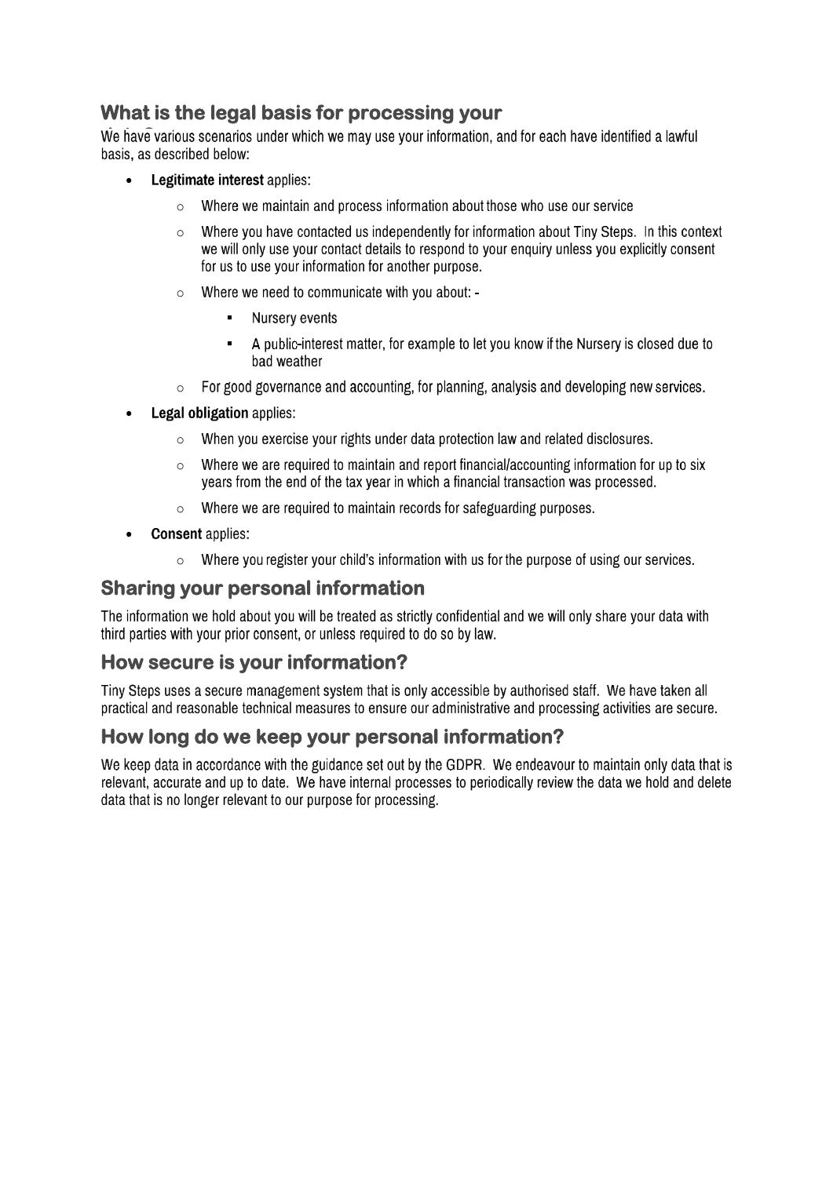## What is the legal basis for processing your

We have various scenarios under which we may use your information, and for each have identified a lawful basis, as described below:

- **Legitimate interest** applies:
    - Where we maintain and process information about those who use our service
    - Where you have contacted us independently for information about Tiny Steps. In this context we will only use your contact details to respond to your enquiry unless you explicitly consent for us to use your information for another purpose.
    - Where we need to communicate with you about: -
        - Nursery events
        - A public-interest matter, for example to let you know if the Nursery is closed due to bad weather
    - For good governance and accounting, for planning, analysis and developing new services.
- **Legal obligation** applies:
    - When you exercise your rights under data protection law and related disclosures.
    - Where we are required to maintain and report financial/accounting information for up to six years from the end of the tax year in which a financial transaction was processed.
    - Where we are required to maintain records for safeguarding purposes.
- **Consent** applies:
    - Where you register your child's information with us for the purpose of using our services.

## Sharing your personal information

The information we hold about you will be treated as strictly confidential and we will only share your data with third parties with your prior consent, or unless required to do so by law.

## How secure is your information?

Tiny Steps uses a secure management system that is only accessible by authorised staff. We have taken all practical and reasonable technical measures to ensure our administrative and processing activities are secure.

## How long do we keep your personal information?

We keep data in accordance with the guidance set out by the GDPR. We endeavour to maintain only data that is relevant, accurate and up to date. We have internal processes to periodically review the data we hold and delete data that is no longer relevant to our purpose for processing.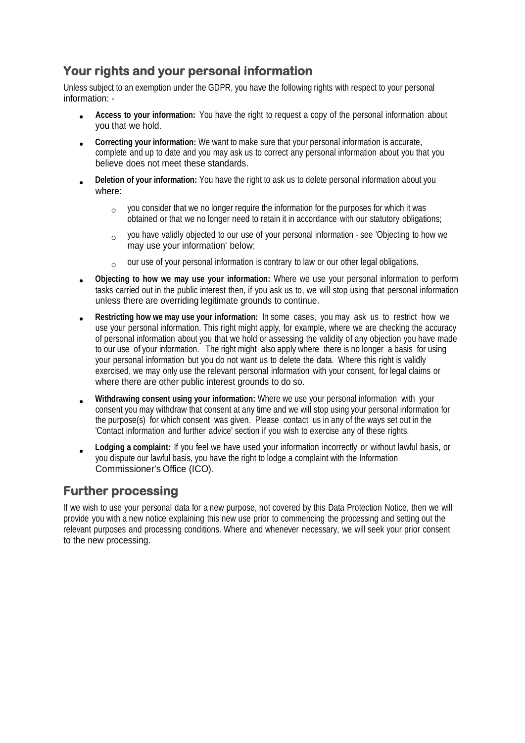## Your rights and your personal information

Unless subject to an exemption under the GDPR, you have the following rights with respect to your personal information: -

- **Access to your information:** You have the right to request a copy of the personal information about you that we hold.
- **Correcting your information:** We want to make sure that your personal information is accurate, complete and up to date and you may ask us to correct any personal information about you that you believe does not meet these standards.
- **Deletion of your information:** You have the right to ask us to delete personal information about you where:
    - you consider that we no longer require the information for the purposes for which it was obtained or that we no longer need to retain it in accordance with our statutory obligations;
    - you have validly objected to our use of your personal information - see 'Objecting to how we may use your information' below;
    - our use of your personal information is contrary to law or our other legal obligations.
- **Objecting to how we may use your information:** Where we use your personal information to perform tasks carried out in the public interest then, if you ask us to, we will stop using that personal information unless there are overriding legitimate grounds to continue.
- **Restricting how we may use your information:** In some cases, you may ask us to restrict how we use your personal information. This right might apply, for example, where we are checking the accuracy of personal information about you that we hold or assessing the validity of any objection you have made to our use of your information. The right might also apply where there is no longer a basis for using your personal information but you do not want us to delete the data. Where this right is validly exercised, we may only use the relevant personal information with your consent, for legal claims or where there are other public interest grounds to do so.
- **Withdrawing consent using your information:** Where we use your personal information with your consent you may withdraw that consent at any time and we will stop using your personal information for the purpose(s) for which consent was given. Please contact us in any of the ways set out in the 'Contact information and further advice' section if you wish to exercise any of these rights.
- **Lodging a complaint:** If you feel we have used your information incorrectly or without lawful basis, or you dispute our lawful basis, you have the right to lodge a complaint with the Information Commissioner's Office (ICO).

## Further processing

If we wish to use your personal data for a new purpose, not covered by this Data Protection Notice, then we will provide you with a new notice explaining this new use prior to commencing the processing and setting out the relevant purposes and processing conditions. Where and whenever necessary, we will seek your prior consent to the new processing.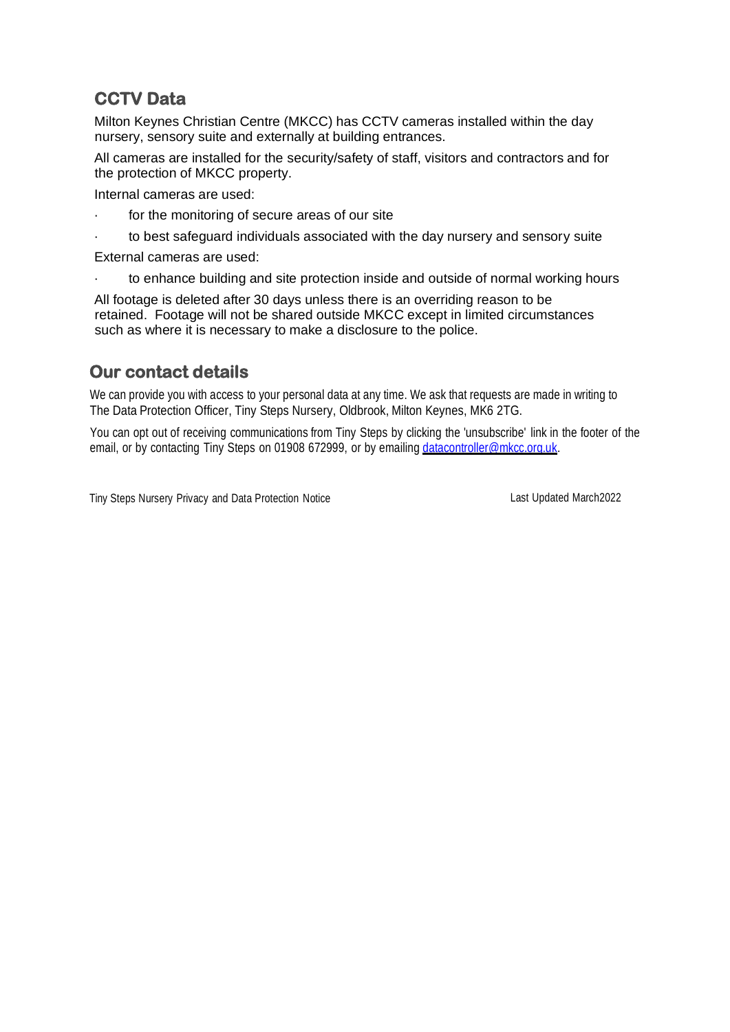## CCTV Data

Milton Keynes Christian Centre (MKCC) has CCTV cameras installed within the day nursery, sensory suite and externally at building entrances.

All cameras are installed for the security/safety of staff, visitors and contractors and for the protection of MKCC property.

Internal cameras are used:

- for the monitoring of secure areas of our site
- to best safeguard individuals associated with the day nursery and sensory suite

External cameras are used:

- to enhance building and site protection inside and outside of normal working hours

All footage is deleted after 30 days unless there is an overriding reason to be retained. Footage will not be shared outside MKCC except in limited circumstances such as where it is necessary to make a disclosure to the police.

## Our contact details

We can provide you with access to your personal data at any time. We ask that requests are made in writing to The Data Protection Officer, Tiny Steps Nursery, Oldbrook, Milton Keynes, MK6 2TG.

You can opt out of receiving communications from Tiny Steps by clicking the 'unsubscribe' link in the footer of the email, or by contacting Tiny Steps on 01908 672999, or by emailing datacontroller@mkcc.org.uk.

Tiny Steps Nursery Privacy and Data Protection Notice

Last Updated March2022